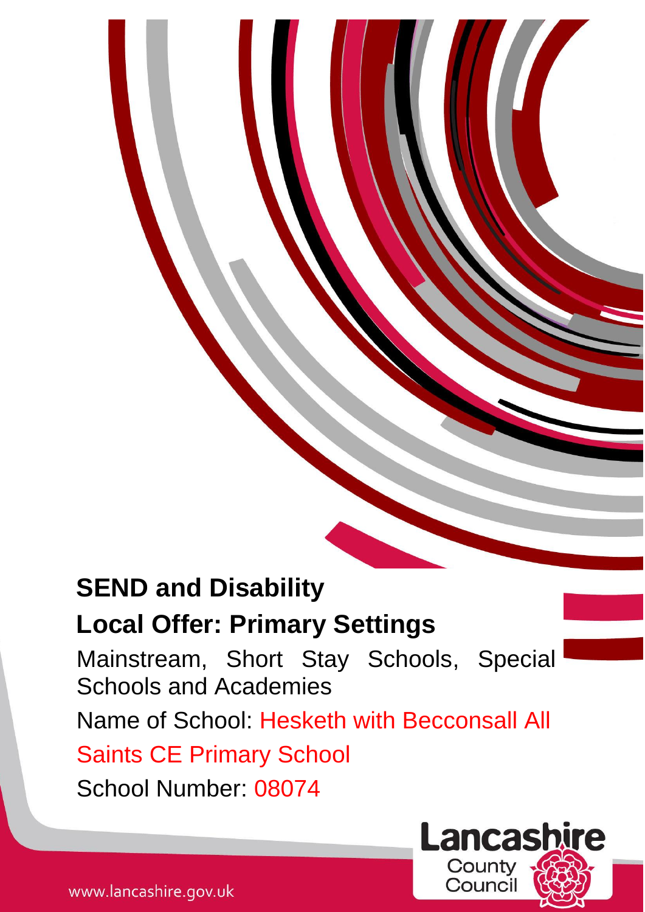# SEND and Disability

## Local Offer: Primary Settings

Mainstream, Short Stay Schools, Special Schools and Academies

Name of School: Hesketh with Becconsall All Saints CE Primary School

School Number: 08074

Lancashire County Council

www.lancashire.gov.uk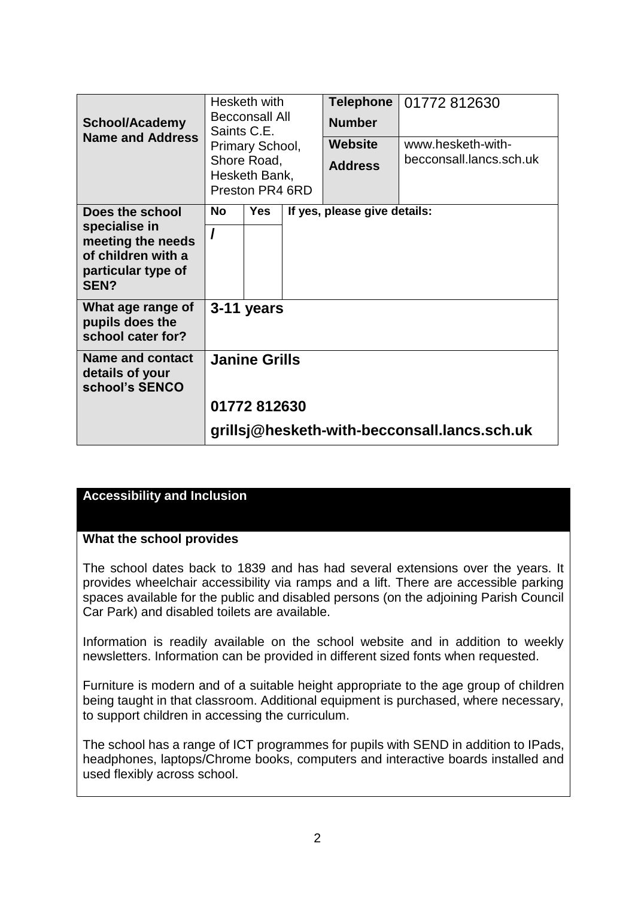| **School/Academy Name and Address** | Hesketh with Becconsall All Saints C.E. Primary School, Shore Road, Hesketh Bank, Preston PR4 6RD | | | **Telephone Number** | 01772 812630 |
|---|---|---|---|---|---|
| | | | | **Website Address** | www.hesketh-with-becconsall.lancs.sch.uk |
| **Does the school specialise in meeting the needs of children with a particular type of SEN?** | **No** | **Yes** | **If yes, please give details:** | | |
| | **/** | | | | |
| **What age range of pupils does the school cater for?** | **3-11 years** | | | | |
| **Name and contact details of your school's SENCO** | **Janine Grills**<br><br>**01772 812630**<br><br>**grillsj@hesketh-with-becconsall.lancs.sch.uk** | | | | |

## Accessibility and Inclusion

**What the school provides**

The school dates back to 1839 and has had several extensions over the years. It provides wheelchair accessibility via ramps and a lift. There are accessible parking spaces available for the public and disabled persons (on the adjoining Parish Council Car Park) and disabled toilets are available.

Information is readily available on the school website and in addition to weekly newsletters. Information can be provided in different sized fonts when requested.

Furniture is modern and of a suitable height appropriate to the age group of children being taught in that classroom. Additional equipment is purchased, where necessary, to support children in accessing the curriculum.

The school has a range of ICT programmes for pupils with SEND in addition to IPads, headphones, laptops/Chrome books, computers and interactive boards installed and used flexibly across school.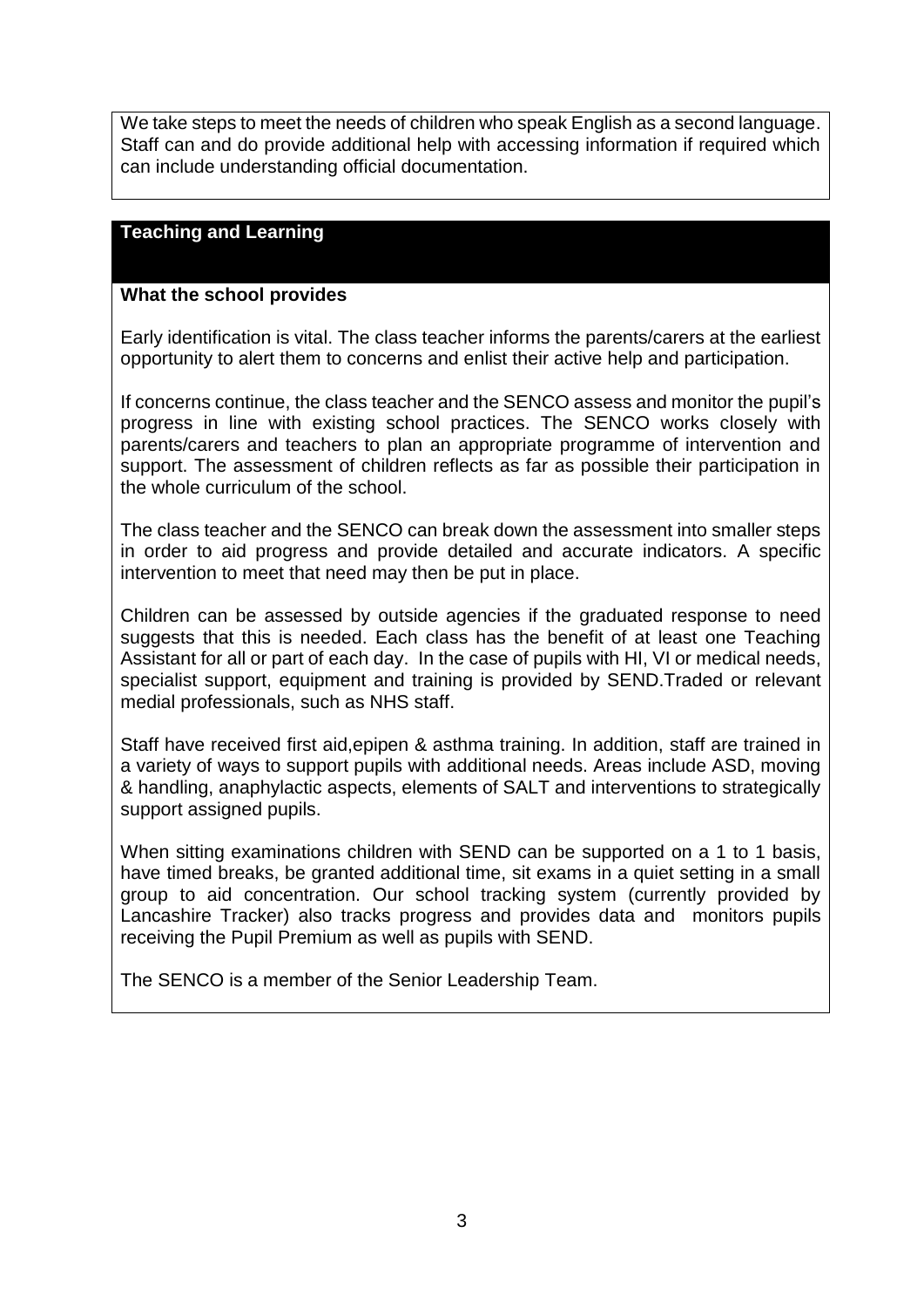We take steps to meet the needs of children who speak English as a second language. Staff can and do provide additional help with accessing information if required which can include understanding official documentation.

## Teaching and Learning

**What the school provides**

Early identification is vital. The class teacher informs the parents/carers at the earliest opportunity to alert them to concerns and enlist their active help and participation.

If concerns continue, the class teacher and the SENCO assess and monitor the pupil's progress in line with existing school practices. The SENCO works closely with parents/carers and teachers to plan an appropriate programme of intervention and support. The assessment of children reflects as far as possible their participation in the whole curriculum of the school.

The class teacher and the SENCO can break down the assessment into smaller steps in order to aid progress and provide detailed and accurate indicators. A specific intervention to meet that need may then be put in place.

Children can be assessed by outside agencies if the graduated response to need suggests that this is needed. Each class has the benefit of at least one Teaching Assistant for all or part of each day. In the case of pupils with HI, VI or medical needs, specialist support, equipment and training is provided by SEND.Traded or relevant medial professionals, such as NHS staff.

Staff have received first aid,epipen & asthma training. In addition, staff are trained in a variety of ways to support pupils with additional needs. Areas include ASD, moving & handling, anaphylactic aspects, elements of SALT and interventions to strategically support assigned pupils.

When sitting examinations children with SEND can be supported on a 1 to 1 basis, have timed breaks, be granted additional time, sit exams in a quiet setting in a small group to aid concentration. Our school tracking system (currently provided by Lancashire Tracker) also tracks progress and provides data and monitors pupils receiving the Pupil Premium as well as pupils with SEND.

The SENCO is a member of the Senior Leadership Team.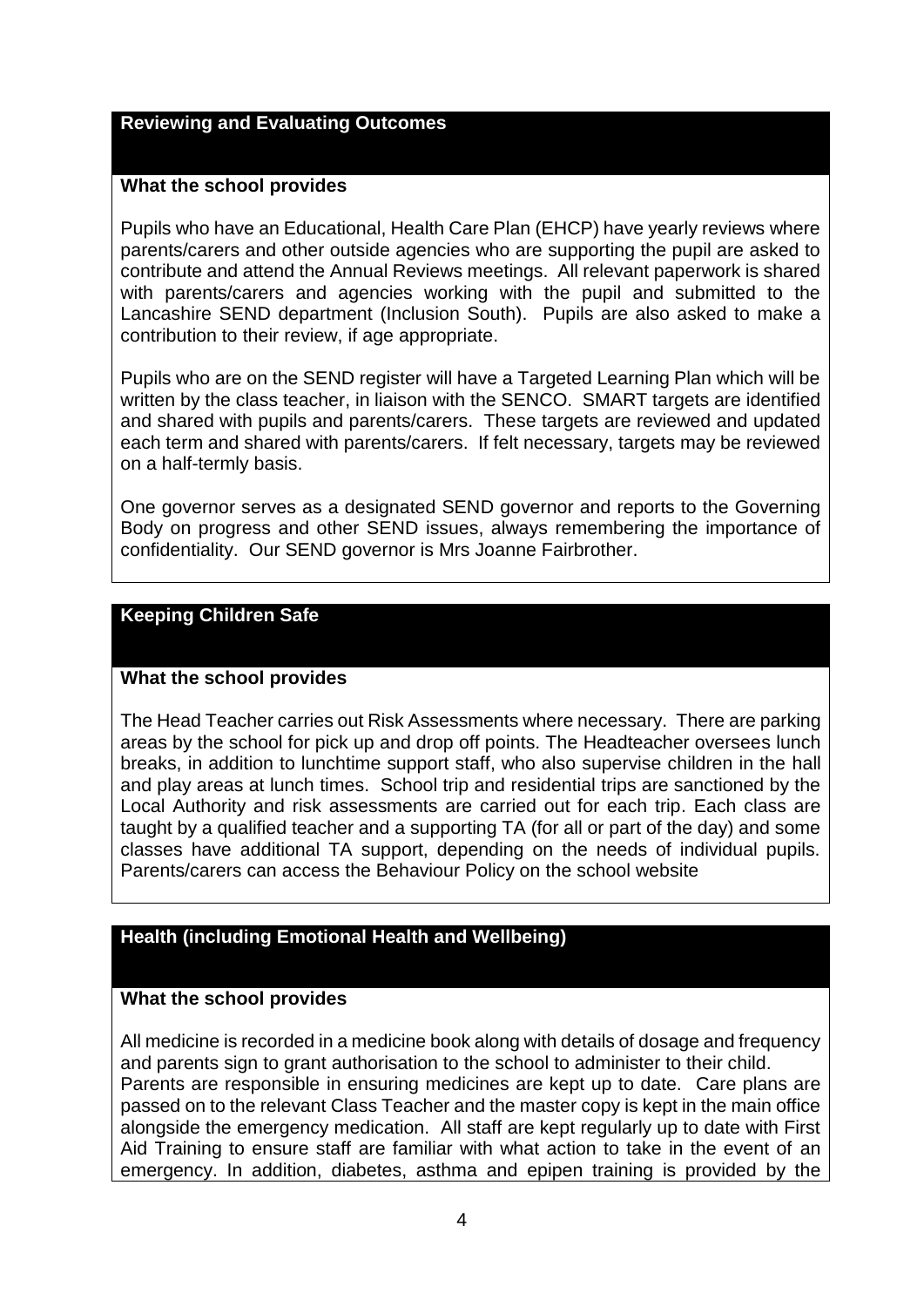## Reviewing and Evaluating Outcomes

**What the school provides**

Pupils who have an Educational, Health Care Plan (EHCP) have yearly reviews where parents/carers and other outside agencies who are supporting the pupil are asked to contribute and attend the Annual Reviews meetings. All relevant paperwork is shared with parents/carers and agencies working with the pupil and submitted to the Lancashire SEND department (Inclusion South). Pupils are also asked to make a contribution to their review, if age appropriate.

Pupils who are on the SEND register will have a Targeted Learning Plan which will be written by the class teacher, in liaison with the SENCO. SMART targets are identified and shared with pupils and parents/carers. These targets are reviewed and updated each term and shared with parents/carers. If felt necessary, targets may be reviewed on a half-termly basis.

One governor serves as a designated SEND governor and reports to the Governing Body on progress and other SEND issues, always remembering the importance of confidentiality. Our SEND governor is Mrs Joanne Fairbrother.

## Keeping Children Safe

**What the school provides**

The Head Teacher carries out Risk Assessments where necessary. There are parking areas by the school for pick up and drop off points. The Headteacher oversees lunch breaks, in addition to lunchtime support staff, who also supervise children in the hall and play areas at lunch times. School trip and residential trips are sanctioned by the Local Authority and risk assessments are carried out for each trip. Each class are taught by a qualified teacher and a supporting TA (for all or part of the day) and some classes have additional TA support, depending on the needs of individual pupils. Parents/carers can access the Behaviour Policy on the school website

## Health (including Emotional Health and Wellbeing)

**What the school provides**

All medicine is recorded in a medicine book along with details of dosage and frequency and parents sign to grant authorisation to the school to administer to their child.
Parents are responsible in ensuring medicines are kept up to date. Care plans are passed on to the relevant Class Teacher and the master copy is kept in the main office alongside the emergency medication. All staff are kept regularly up to date with First Aid Training to ensure staff are familiar with what action to take in the event of an emergency. In addition, diabetes, asthma and epipen training is provided by the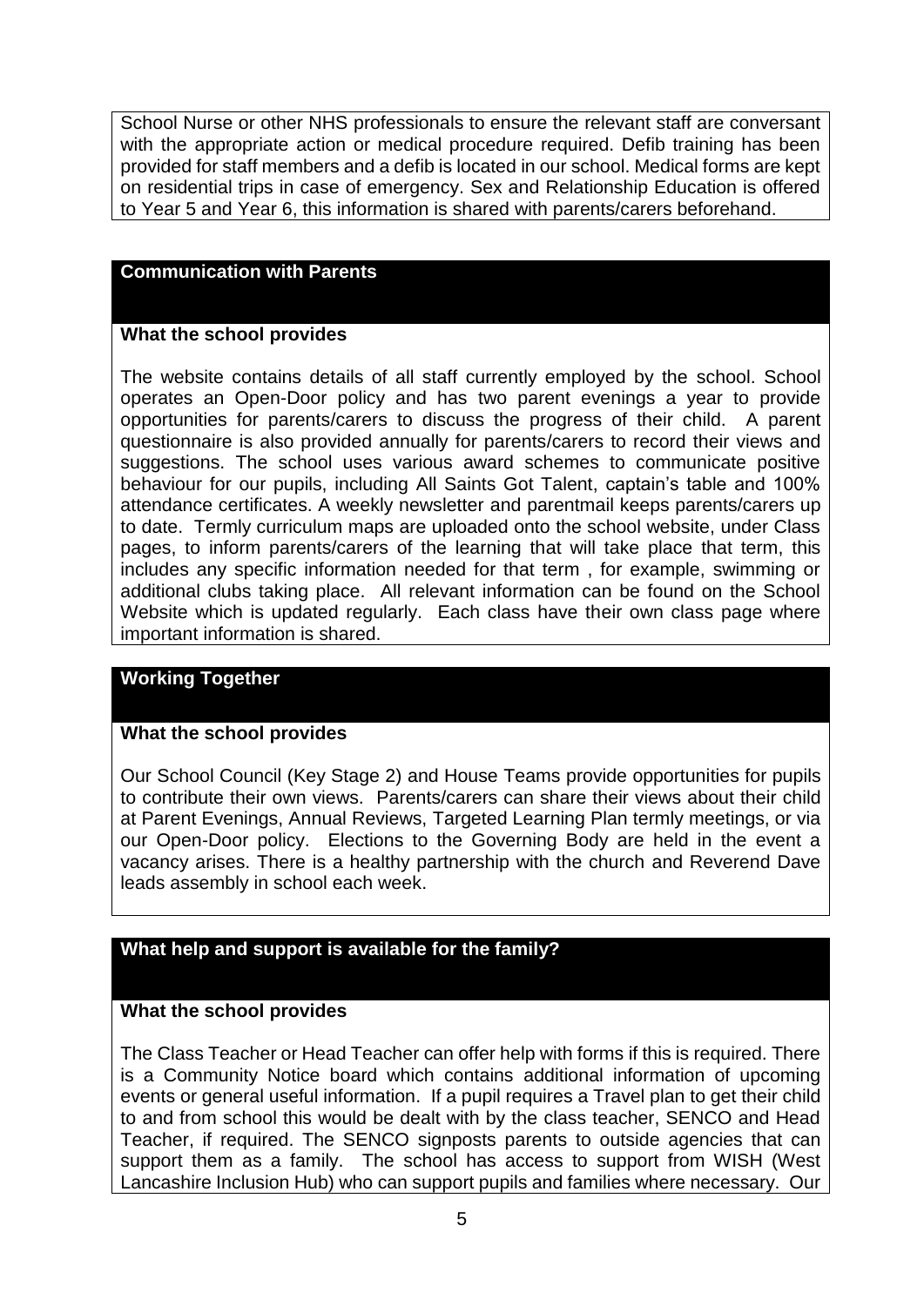School Nurse or other NHS professionals to ensure the relevant staff are conversant with the appropriate action or medical procedure required. Defib training has been provided for staff members and a defib is located in our school. Medical forms are kept on residential trips in case of emergency. Sex and Relationship Education is offered to Year 5 and Year 6, this information is shared with parents/carers beforehand.

## Communication with Parents

**What the school provides**

The website contains details of all staff currently employed by the school. School operates an Open-Door policy and has two parent evenings a year to provide opportunities for parents/carers to discuss the progress of their child. A parent questionnaire is also provided annually for parents/carers to record their views and suggestions. The school uses various award schemes to communicate positive behaviour for our pupils, including All Saints Got Talent, captain's table and 100% attendance certificates. A weekly newsletter and parentmail keeps parents/carers up to date. Termly curriculum maps are uploaded onto the school website, under Class pages, to inform parents/carers of the learning that will take place that term, this includes any specific information needed for that term , for example, swimming or additional clubs taking place. All relevant information can be found on the School Website which is updated regularly. Each class have their own class page where important information is shared.

## Working Together

**What the school provides**

Our School Council (Key Stage 2) and House Teams provide opportunities for pupils to contribute their own views. Parents/carers can share their views about their child at Parent Evenings, Annual Reviews, Targeted Learning Plan termly meetings, or via our Open-Door policy. Elections to the Governing Body are held in the event a vacancy arises. There is a healthy partnership with the church and Reverend Dave leads assembly in school each week.

## What help and support is available for the family?

**What the school provides**

The Class Teacher or Head Teacher can offer help with forms if this is required. There is a Community Notice board which contains additional information of upcoming events or general useful information. If a pupil requires a Travel plan to get their child to and from school this would be dealt with by the class teacher, SENCO and Head Teacher, if required. The SENCO signposts parents to outside agencies that can support them as a family. The school has access to support from WISH (West Lancashire Inclusion Hub) who can support pupils and families where necessary. Our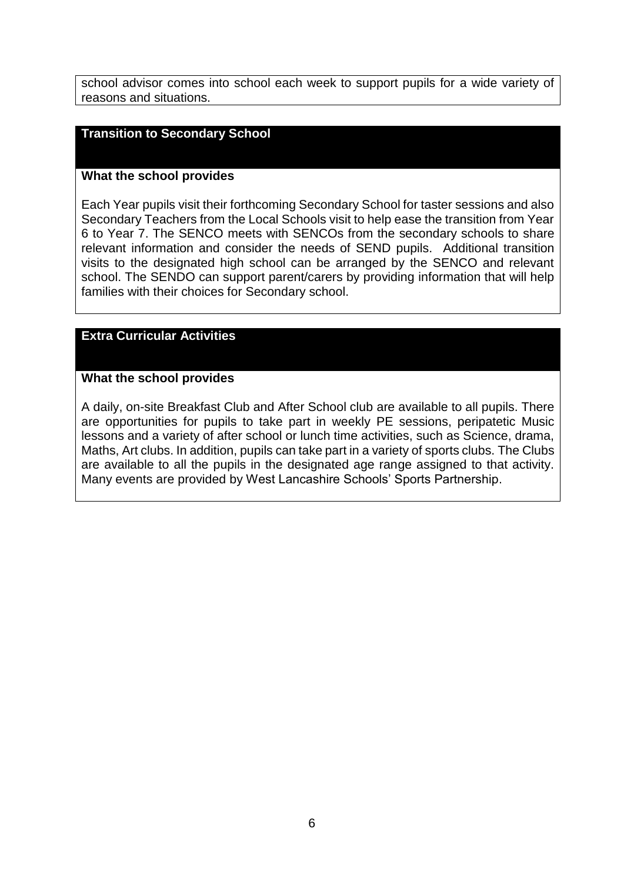school advisor comes into school each week to support pupils for a wide variety of reasons and situations.

## Transition to Secondary School

**What the school provides**

Each Year pupils visit their forthcoming Secondary School for taster sessions and also Secondary Teachers from the Local Schools visit to help ease the transition from Year 6 to Year 7. The SENCO meets with SENCOs from the secondary schools to share relevant information and consider the needs of SEND pupils. Additional transition visits to the designated high school can be arranged by the SENCO and relevant school. The SENDO can support parent/carers by providing information that will help families with their choices for Secondary school.

## Extra Curricular Activities

**What the school provides**

A daily, on-site Breakfast Club and After School club are available to all pupils. There are opportunities for pupils to take part in weekly PE sessions, peripatetic Music lessons and a variety of after school or lunch time activities, such as Science, drama, Maths, Art clubs. In addition, pupils can take part in a variety of sports clubs. The Clubs are available to all the pupils in the designated age range assigned to that activity. Many events are provided by West Lancashire Schools' Sports Partnership.